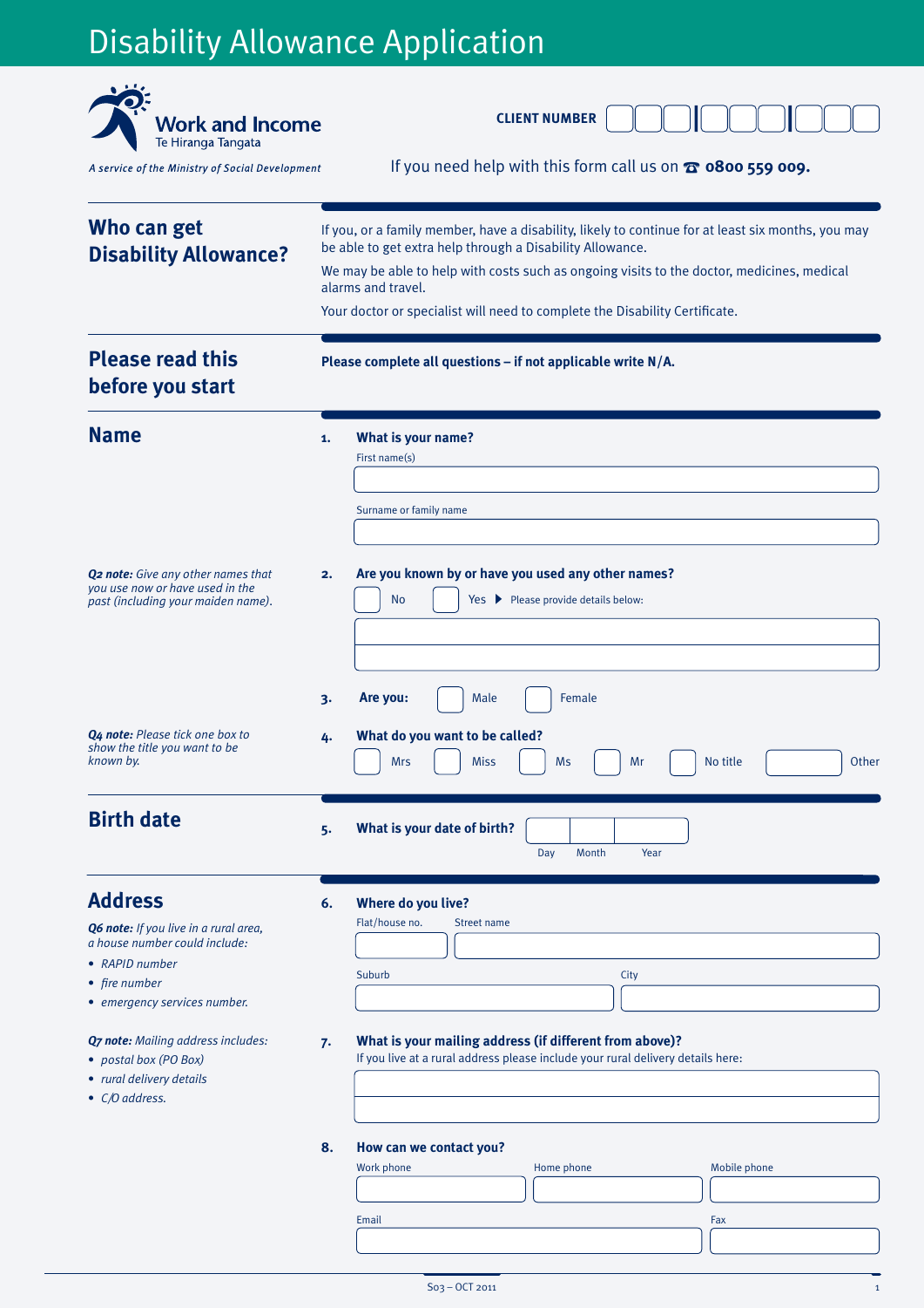# Disability Allowance Application

Work and Income
Te Hiranga Tangata

*A service of the Ministry of Social Development*

**CLIENT NUMBER**

If you need help with this form call us on ☎ **0800 559 009.**

## Who can get Disability Allowance?

If you, or a family member, have a disability, likely to continue for at least six months, you may be able to get extra help through a Disability Allowance.

We may be able to help with costs such as ongoing visits to the doctor, medicines, medical alarms and travel.

Your doctor or specialist will need to complete the Disability Certificate.

## Please read this before you start

**Please complete all questions – if not applicable write N/A.**

## Name

**1. What is your name?**

First name(s)

Surname or family name

*__Q2 note:__ Give any other names that you use now or have used in the past (including your maiden name).*

**2. Are you known by or have you used any other names?**

☐ No ☐ Yes ▶ Please provide details below:

**3. Are you:** ☐ Male ☐ Female

*__Q4 note:__ Please tick one box to show the title you want to be known by.*

**4. What do you want to be called?**

☐ Mrs ☐ Miss ☐ Ms ☐ Mr ☐ No title ☐ Other

## Birth date

**5. What is your date of birth?**

Day Month Year

## Address

*__Q6 note:__ If you live in a rural area, a house number could include:*

- *RAPID number*
- *fire number*
- *emergency services number.*

**6. Where do you live?**

Flat/house no. Street name

Suburb City

*__Q7 note:__ Mailing address includes:*

- *postal box (PO Box)*
- *rural delivery details*
- *C/O address.*

**7. What is your mailing address (if different from above)?**

If you live at a rural address please include your rural delivery details here:

**8. How can we contact you?**

Work phone Home phone Mobile phone

Email Fax

S03 – OCT 2011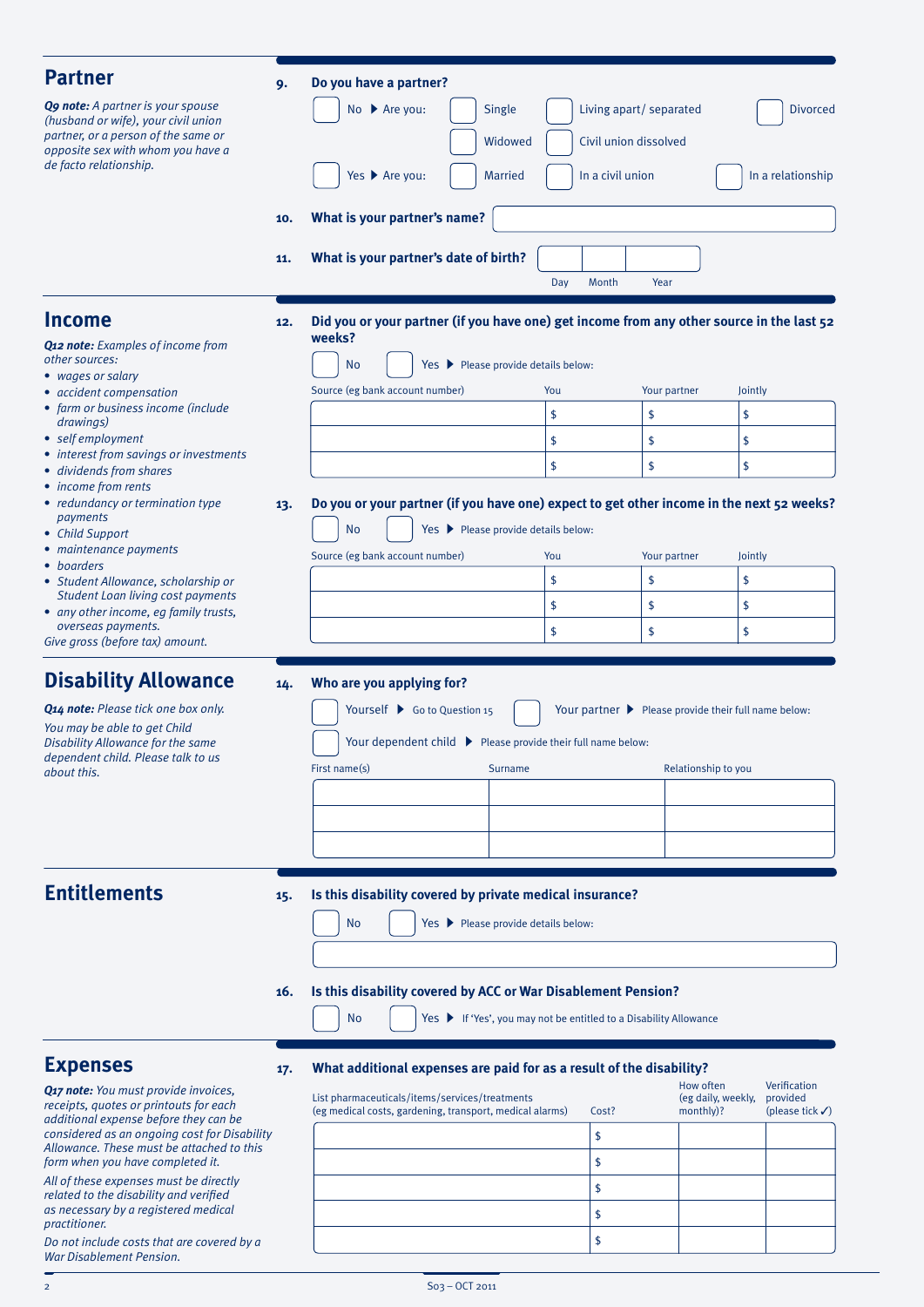## Partner

***Q9 note:*** *A partner is your spouse (husband or wife), your civil union partner, or a person of the same or opposite sex with whom you have a de facto relationship.*

**9. Do you have a partner?**

☐ No ▶ Are you: ☐ Single ☐ Living apart/ separated ☐ Divorced ☐ Widowed ☐ Civil union dissolved

☐ Yes ▶ Are you: ☐ Married ☐ In a civil union ☐ In a relationship

**10. What is your partner's name?**

**11. What is your partner's date of birth?**

| Day | Month | Year |
|---|---|---|
| | | |

## Income

***Q12 note:*** *Examples of income from other sources:*

- *wages or salary*
- *accident compensation*
- *farm or business income (include drawings)*
- *self employment*
- *interest from savings or investments*
- *dividends from shares*
- *income from rents*
- *redundancy or termination type payments*
- *Child Support*
- *maintenance payments*
- *boarders*
- *Student Allowance, scholarship or Student Loan living cost payments*
- *any other income, eg family trusts, overseas payments.*

*Give gross (before tax) amount.*

**12. Did you or your partner (if you have one) get income from any other source in the last 52 weeks?**

☐ No ☐ Yes ▶ Please provide details below:

| Source (eg bank account number) | You | Your partner | Jointly |
|---|---|---|---|
| | $ | $ | $ |
| | $ | $ | $ |
| | $ | $ | $ |

**13. Do you or your partner (if you have one) expect to get other income in the next 52 weeks?**

☐ No ☐ Yes ▶ Please provide details below:

| Source (eg bank account number) | You | Your partner | Jointly |
|---|---|---|---|
| | $ | $ | $ |
| | $ | $ | $ |
| | $ | $ | $ |

## Disability Allowance

***Q14 note:*** *Please tick one box only.*

*You may be able to get Child Disability Allowance for the same dependent child. Please talk to us about this.*

**14. Who are you applying for?**

☐ Yourself ▶ Go to Question 15 ☐ Your partner ▶ Please provide their full name below:

☐ Your dependent child ▶ Please provide their full name below:

| First name(s) | Surname | Relationship to you |
|---|---|---|
| | | |
| | | |
| | | |

## Entitlements

**15. Is this disability covered by private medical insurance?**

☐ No ☐ Yes ▶ Please provide details below:

**16. Is this disability covered by ACC or War Disablement Pension?**

☐ No ☐ Yes ▶ If 'Yes', you may not be entitled to a Disability Allowance

## Expenses

***Q17 note:*** *You must provide invoices, receipts, quotes or printouts for each additional expense before they can be considered as an ongoing cost for Disability Allowance. These must be attached to this form when you have completed it.*

*All of these expenses must be directly related to the disability and verified as necessary by a registered medical practitioner.*

*Do not include costs that are covered by a War Disablement Pension.*

**17. What additional expenses are paid for as a result of the disability?**

| List pharmaceuticals/items/services/treatments (eg medical costs, gardening, transport, medical alarms) | Cost? | How often (eg daily, weekly, monthly)? | Verification provided (please tick ✓) |
|---|---|---|---|
| | $ | | |
| | $ | | |
| | $ | | |
| | $ | | |
| | $ | | |

S03 – OCT 2011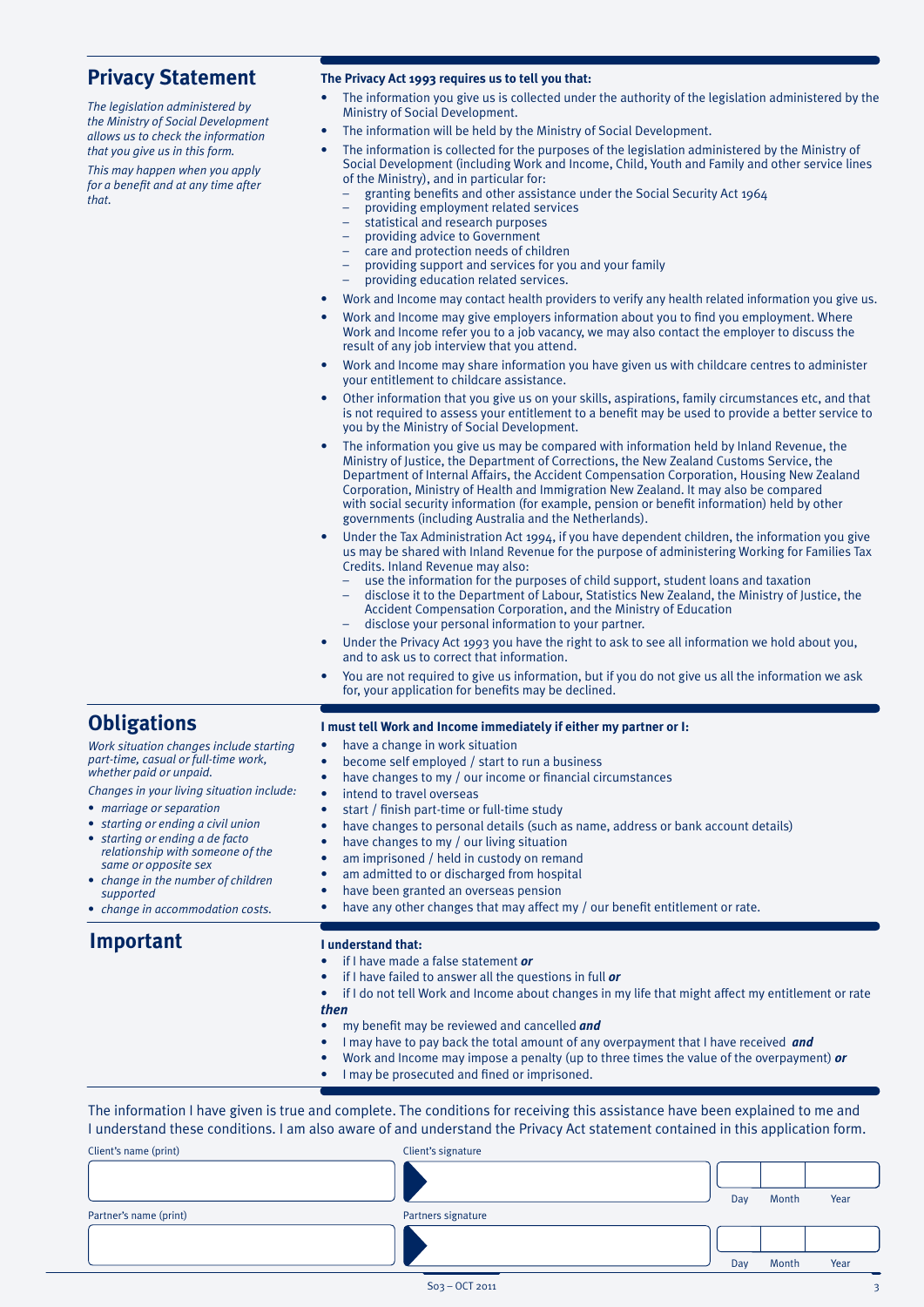## Privacy Statement

*The legislation administered by the Ministry of Social Development allows us to check the information that you give us in this form.*

*This may happen when you apply for a benefit and at any time after that.*

**The Privacy Act 1993 requires us to tell you that:**

- The information you give us is collected under the authority of the legislation administered by the Ministry of Social Development.
- The information will be held by the Ministry of Social Development.
- The information is collected for the purposes of the legislation administered by the Ministry of Social Development (including Work and Income, Child, Youth and Family and other service lines of the Ministry), and in particular for:
  - granting benefits and other assistance under the Social Security Act 1964
  - providing employment related services
  - statistical and research purposes
  - providing advice to Government
  - care and protection needs of children
  - providing support and services for you and your family
  - providing education related services.
- Work and Income may contact health providers to verify any health related information you give us.
- Work and Income may give employers information about you to find you employment. Where Work and Income refer you to a job vacancy, we may also contact the employer to discuss the result of any job interview that you attend.
- Work and Income may share information you have given us with childcare centres to administer your entitlement to childcare assistance.
- Other information that you give us on your skills, aspirations, family circumstances etc, and that is not required to assess your entitlement to a benefit may be used to provide a better service to you by the Ministry of Social Development.
- The information you give us may be compared with information held by Inland Revenue, the Ministry of Justice, the Department of Corrections, the New Zealand Customs Service, the Department of Internal Affairs, the Accident Compensation Corporation, Housing New Zealand Corporation, Ministry of Health and Immigration New Zealand. It may also be compared with social security information (for example, pension or benefit information) held by other governments (including Australia and the Netherlands).
- Under the Tax Administration Act 1994, if you have dependent children, the information you give us may be shared with Inland Revenue for the purpose of administering Working for Families Tax Credits. Inland Revenue may also:
  - use the information for the purposes of child support, student loans and taxation
  - disclose it to the Department of Labour, Statistics New Zealand, the Ministry of Justice, the Accident Compensation Corporation, and the Ministry of Education
  - disclose your personal information to your partner.
- Under the Privacy Act 1993 you have the right to ask to see all information we hold about you, and to ask us to correct that information.
- You are not required to give us information, but if you do not give us all the information we ask for, your application for benefits may be declined.

## Obligations

*Work situation changes include starting part-time, casual or full-time work, whether paid or unpaid.*

*Changes in your living situation include:*

- *marriage or separation*
- *starting or ending a civil union*
- *starting or ending a de facto relationship with someone of the same or opposite sex*
- *change in the number of children supported*
- *change in accommodation costs.*

**I must tell Work and Income immediately if either my partner or I:**

- have a change in work situation
- become self employed / start to run a business
- have changes to my / our income or financial circumstances
- intend to travel overseas
- start / finish part-time or full-time study
- have changes to personal details (such as name, address or bank account details)
- have changes to my / our living situation
- am imprisoned / held in custody on remand
- am admitted to or discharged from hospital
- have been granted an overseas pension
- have any other changes that may affect my / our benefit entitlement or rate.

## Important

**I understand that:**

- if I have made a false statement ***or***
- if I have failed to answer all the questions in full ***or***
- if I do not tell Work and Income about changes in my life that might affect my entitlement or rate

***then***

- my benefit may be reviewed and cancelled ***and***
- I may have to pay back the total amount of any overpayment that I have received ***and***
- Work and Income may impose a penalty (up to three times the value of the overpayment) ***or***
- I may be prosecuted and fined or imprisoned.

The information I have given is true and complete. The conditions for receiving this assistance have been explained to me and I understand these conditions. I am also aware of and understand the Privacy Act statement contained in this application form.

| Client's name (print) | Client's signature | Day | Month | Year |
|---|---|---|---|---|
| | | | | |

| Partner's name (print) | Partners signature | Day | Month | Year |
|---|---|---|---|---|
| | | | | |

S03 – OCT 2011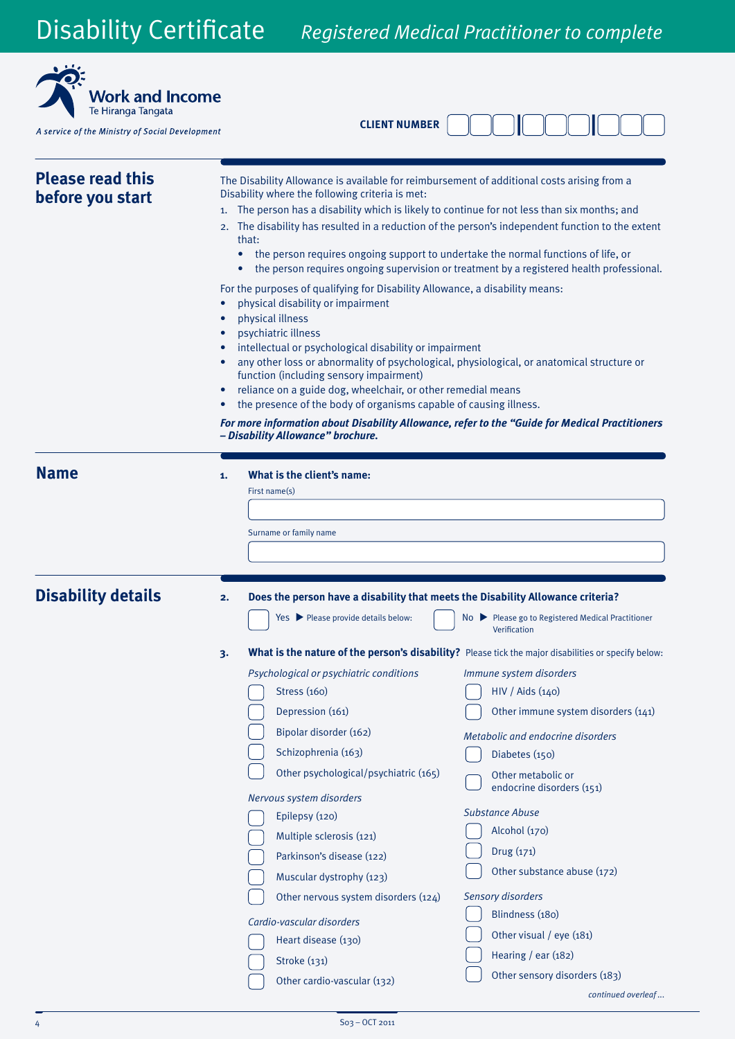# Disability Certificate *Registered Medical Practitioner to complete*

**Work and Income**
Te Hiranga Tangata

*A service of the Ministry of Social Development*

**CLIENT NUMBER** ☐☐☐ ☐☐☐ ☐☐☐

## Please read this before you start

The Disability Allowance is available for reimbursement of additional costs arising from a Disability where the following criteria is met:

1. The person has a disability which is likely to continue for not less than six months; and
2. The disability has resulted in a reduction of the person's independent function to the extent that:
   - the person requires ongoing support to undertake the normal functions of life, or
   - the person requires ongoing supervision or treatment by a registered health professional.

For the purposes of qualifying for Disability Allowance, a disability means:

- physical disability or impairment
- physical illness
- psychiatric illness
- intellectual or psychological disability or impairment
- any other loss or abnormality of psychological, physiological, or anatomical structure or function (including sensory impairment)
- reliance on a guide dog, wheelchair, or other remedial means
- the presence of the body of organisms capable of causing illness.

***For more information about Disability Allowance, refer to the "Guide for Medical Practitioners – Disability Allowance" brochure.***

## Name

**1. What is the client's name:**

First name(s)

☐

Surname or family name

☐

## Disability details

**2. Does the person have a disability that meets the Disability Allowance criteria?**

☐ Yes ▶ Please provide details below: ☐ No ▶ Please go to Registered Medical Practitioner Verification

**3. What is the nature of the person's disability?** Please tick the major disabilities or specify below:

*Psychological or psychiatric conditions*

- ☐ Stress (160)
- ☐ Depression (161)
- ☐ Bipolar disorder (162)
- ☐ Schizophrenia (163)
- ☐ Other psychological/psychiatric (165)

*Nervous system disorders*

- ☐ Epilepsy (120)
- ☐ Multiple sclerosis (121)
- ☐ Parkinson's disease (122)
- ☐ Muscular dystrophy (123)
- ☐ Other nervous system disorders (124)

*Cardio-vascular disorders*

- ☐ Heart disease (130)
- ☐ Stroke (131)
- ☐ Other cardio-vascular (132)

*Immune system disorders*

- ☐ HIV / Aids (140)
- ☐ Other immune system disorders (141)

*Metabolic and endocrine disorders*

- ☐ Diabetes (150)
- ☐ Other metabolic or endocrine disorders (151)

*Substance Abuse*

- ☐ Alcohol (170)
- ☐ Drug (171)
- ☐ Other substance abuse (172)

*Sensory disorders*

- ☐ Blindness (180)
- ☐ Other visual / eye (181)
- ☐ Hearing / ear (182)
- ☐ Other sensory disorders (183)

*continued overleaf…*

S03 – OCT 2011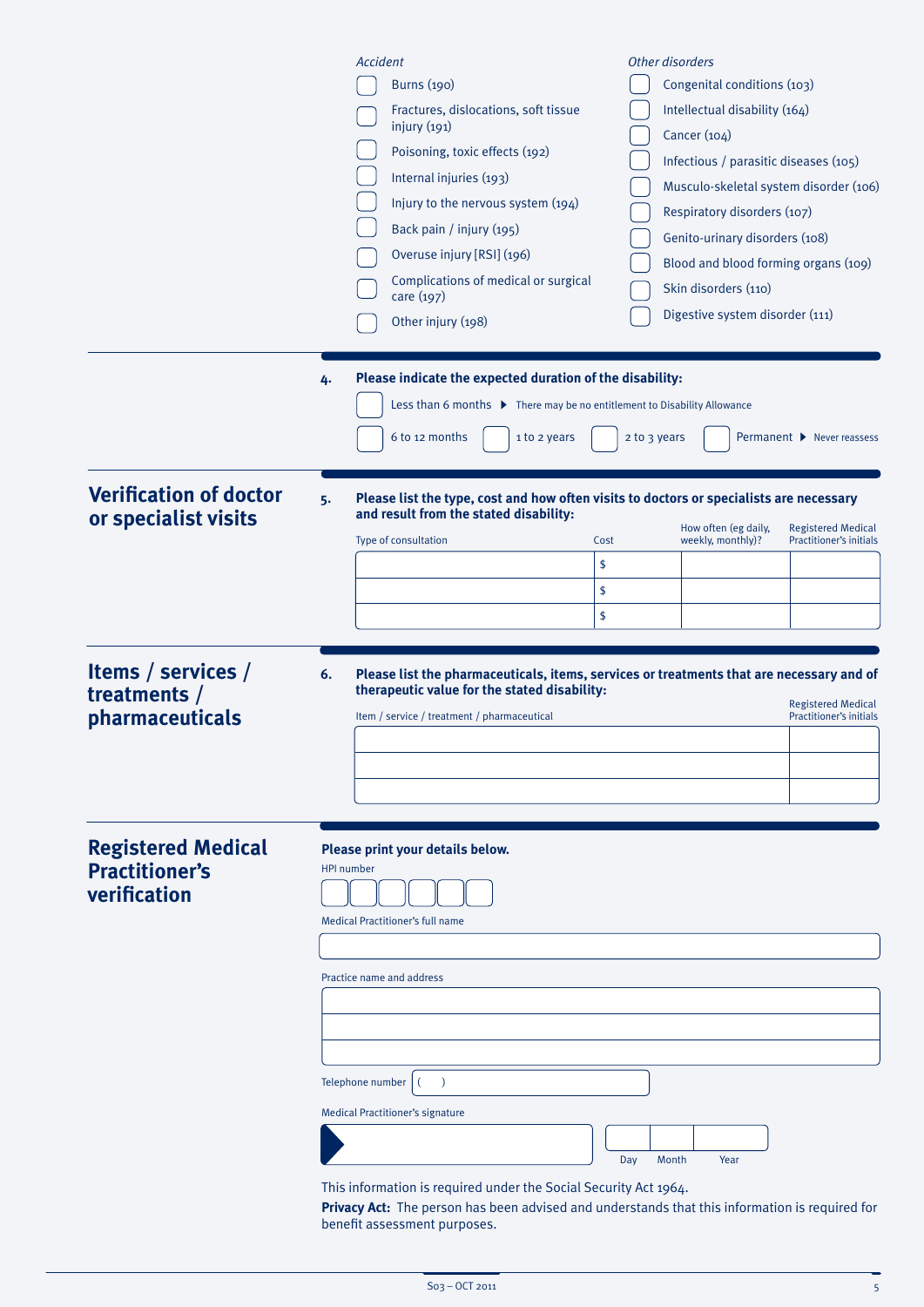*Accident*

- ☐ Burns (190)
- ☐ Fractures, dislocations, soft tissue injury (191)
- ☐ Poisoning, toxic effects (192)
- ☐ Internal injuries (193)
- ☐ Injury to the nervous system (194)
- ☐ Back pain / injury (195)
- ☐ Overuse injury [RSI] (196)
- ☐ Complications of medical or surgical care (197)
- ☐ Other injury (198)

*Other disorders*

- ☐ Congenital conditions (103)
- ☐ Intellectual disability (164)
- ☐ Cancer (104)
- ☐ Infectious / parasitic diseases (105)
- ☐ Musculo-skeletal system disorder (106)
- ☐ Respiratory disorders (107)
- ☐ Genito-urinary disorders (108)
- ☐ Blood and blood forming organs (109)
- ☐ Skin disorders (110)
- ☐ Digestive system disorder (111)

**4. Please indicate the expected duration of the disability:**

- ☐ Less than 6 months ▶ There may be no entitlement to Disability Allowance
- ☐ 6 to 12 months ☐ 1 to 2 years ☐ 2 to 3 years ☐ Permanent ▶ Never reassess

## Verification of doctor or specialist visits

**5. Please list the type, cost and how often visits to doctors or specialists are necessary and result from the stated disability:**

| Type of consultation | Cost | How often (eg daily, weekly, monthly)? | Registered Medical Practitioner's initials |
|---|---|---|---|
| | $ | | |
| | $ | | |
| | $ | | |

## Items / services / treatments / pharmaceuticals

**6. Please list the pharmaceuticals, items, services or treatments that are necessary and of therapeutic value for the stated disability:**

| Item / service / treatment / pharmaceutical | Registered Medical Practitioner's initials |
|---|---|
| | |
| | |
| | |

## Registered Medical Practitioner's verification

**Please print your details below.**

HPI number

Medical Practitioner's full name

Practice name and address

Telephone number ( )

Medical Practitioner's signature

Day Month Year

This information is required under the Social Security Act 1964.

**Privacy Act:** The person has been advised and understands that this information is required for benefit assessment purposes.

S03 – OCT 2011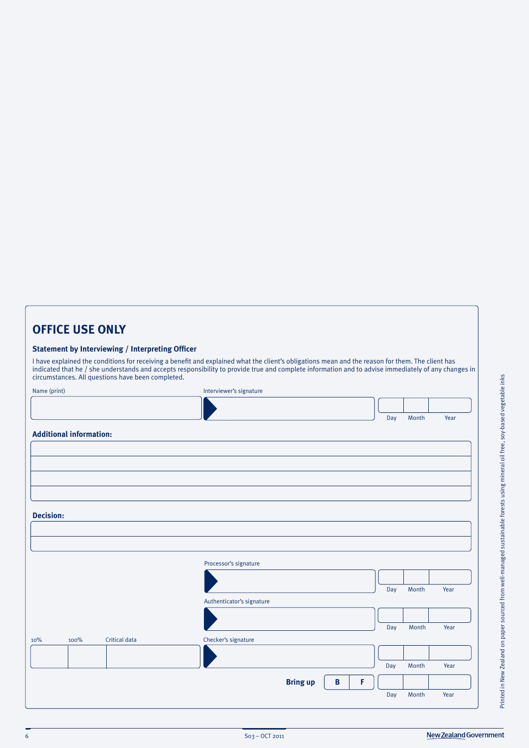# OFFICE USE ONLY

### Statement by Interviewing / Interpreting Officer

I have explained the conditions for receiving a benefit and explained what the client's obligations mean and the reason for them. The client has indicated that he / she understands and accepts responsibility to provide true and complete information and to advise immediately of any changes in circumstances. All questions have been completed.

Name (print)

Interviewer's signature

Day Month Year

### Additional information:

### Decision:

Processor's signature

Day Month Year

Authenticator's signature

Day Month Year

10% 100% Critical data

Checker's signature

Day Month Year

**Bring up** **B** **F**

Day Month Year

Printed in New Zealand on paper sourced from well-managed sustainable forests using mineral oil free, soy-based vegetable inks

S03 – OCT 2011

New Zealand Government